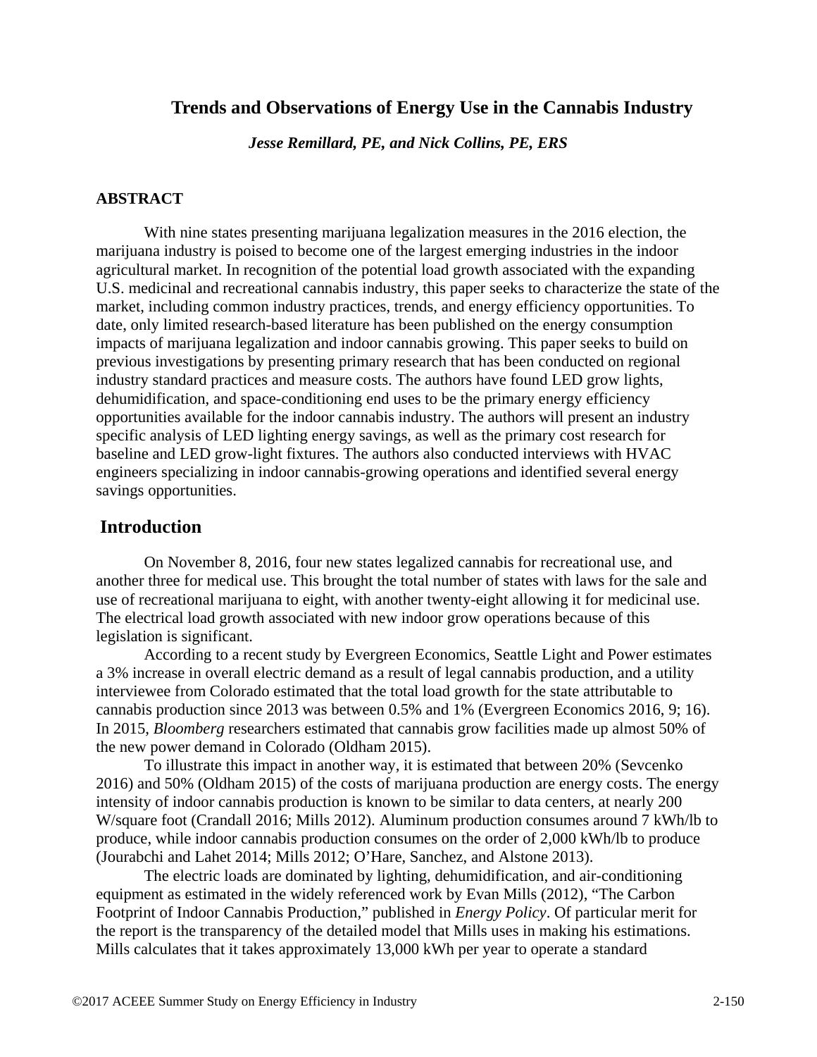# Trends and Observations of Energy Use in the Cannabis Industry

***Jesse Remillard, PE, and Nick Collins, PE, ERS***

## ABSTRACT

With nine states presenting marijuana legalization measures in the 2016 election, the marijuana industry is poised to become one of the largest emerging industries in the indoor agricultural market. In recognition of the potential load growth associated with the expanding U.S. medicinal and recreational cannabis industry, this paper seeks to characterize the state of the market, including common industry practices, trends, and energy efficiency opportunities. To date, only limited research-based literature has been published on the energy consumption impacts of marijuana legalization and indoor cannabis growing. This paper seeks to build on previous investigations by presenting primary research that has been conducted on regional industry standard practices and measure costs. The authors have found LED grow lights, dehumidification, and space-conditioning end uses to be the primary energy efficiency opportunities available for the indoor cannabis industry. The authors will present an industry specific analysis of LED lighting energy savings, as well as the primary cost research for baseline and LED grow-light fixtures. The authors also conducted interviews with HVAC engineers specializing in indoor cannabis-growing operations and identified several energy savings opportunities.

## Introduction

On November 8, 2016, four new states legalized cannabis for recreational use, and another three for medical use. This brought the total number of states with laws for the sale and use of recreational marijuana to eight, with another twenty-eight allowing it for medicinal use. The electrical load growth associated with new indoor grow operations because of this legislation is significant.

According to a recent study by Evergreen Economics, Seattle Light and Power estimates a 3% increase in overall electric demand as a result of legal cannabis production, and a utility interviewee from Colorado estimated that the total load growth for the state attributable to cannabis production since 2013 was between 0.5% and 1% (Evergreen Economics 2016, 9; 16). In 2015, *Bloomberg* researchers estimated that cannabis grow facilities made up almost 50% of the new power demand in Colorado (Oldham 2015).

To illustrate this impact in another way, it is estimated that between 20% (Sevcenko 2016) and 50% (Oldham 2015) of the costs of marijuana production are energy costs. The energy intensity of indoor cannabis production is known to be similar to data centers, at nearly 200 W/square foot (Crandall 2016; Mills 2012). Aluminum production consumes around 7 kWh/lb to produce, while indoor cannabis production consumes on the order of 2,000 kWh/lb to produce (Jourabchi and Lahet 2014; Mills 2012; O'Hare, Sanchez, and Alstone 2013).

The electric loads are dominated by lighting, dehumidification, and air-conditioning equipment as estimated in the widely referenced work by Evan Mills (2012), "The Carbon Footprint of Indoor Cannabis Production," published in *Energy Policy*. Of particular merit for the report is the transparency of the detailed model that Mills uses in making his estimations. Mills calculates that it takes approximately 13,000 kWh per year to operate a standard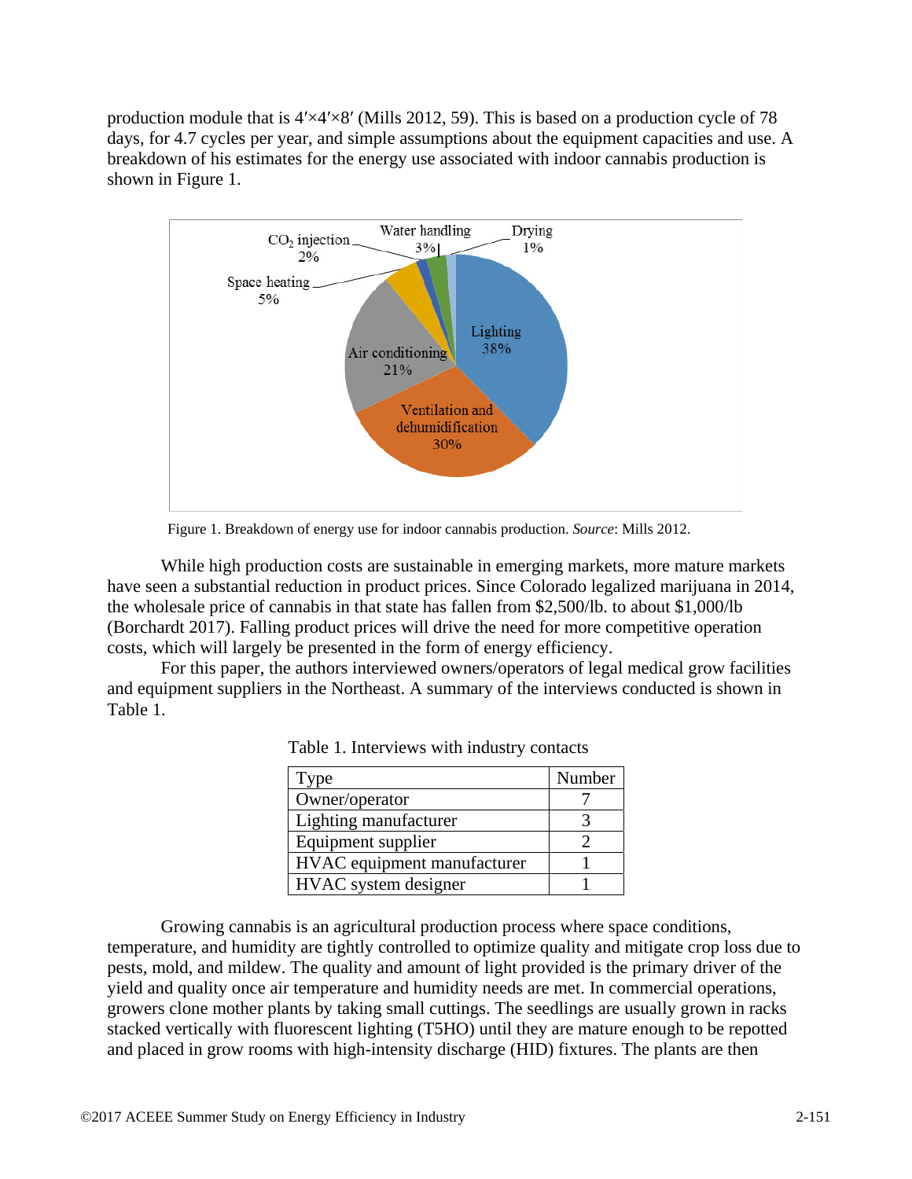production module that is 4′×4′×8′ (Mills 2012, 59). This is based on a production cycle of 78 days, for 4.7 cycles per year, and simple assumptions about the equipment capacities and use. A breakdown of his estimates for the energy use associated with indoor cannabis production is shown in Figure 1.

Figure 1. Breakdown of energy use for indoor cannabis production. *Source*: Mills 2012.

While high production costs are sustainable in emerging markets, more mature markets have seen a substantial reduction in product prices. Since Colorado legalized marijuana in 2014, the wholesale price of cannabis in that state has fallen from $2,500/lb. to about $1,000/lb (Borchardt 2017). Falling product prices will drive the need for more competitive operation costs, which will largely be presented in the form of energy efficiency.

For this paper, the authors interviewed owners/operators of legal medical grow facilities and equipment suppliers in the Northeast. A summary of the interviews conducted is shown in Table 1.

Table 1. Interviews with industry contacts

| Type | Number |
|---|---|
| Owner/operator | 7 |
| Lighting manufacturer | 3 |
| Equipment supplier | 2 |
| HVAC equipment manufacturer | 1 |
| HVAC system designer | 1 |

Growing cannabis is an agricultural production process where space conditions, temperature, and humidity are tightly controlled to optimize quality and mitigate crop loss due to pests, mold, and mildew. The quality and amount of light provided is the primary driver of the yield and quality once air temperature and humidity needs are met. In commercial operations, growers clone mother plants by taking small cuttings. The seedlings are usually grown in racks stacked vertically with fluorescent lighting (T5HO) until they are mature enough to be repotted and placed in grow rooms with high-intensity discharge (HID) fixtures. The plants are then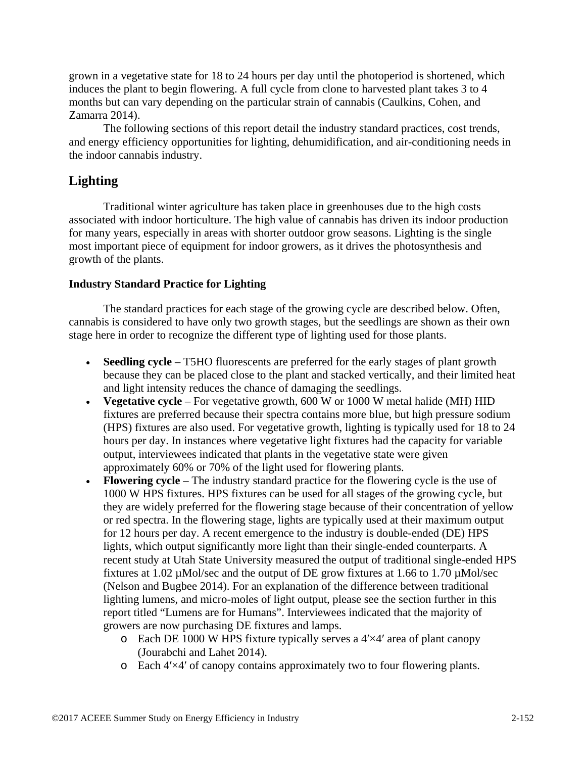grown in a vegetative state for 18 to 24 hours per day until the photoperiod is shortened, which induces the plant to begin flowering. A full cycle from clone to harvested plant takes 3 to 4 months but can vary depending on the particular strain of cannabis (Caulkins, Cohen, and Zamarra 2014).

The following sections of this report detail the industry standard practices, cost trends, and energy efficiency opportunities for lighting, dehumidification, and air-conditioning needs in the indoor cannabis industry.

## Lighting

Traditional winter agriculture has taken place in greenhouses due to the high costs associated with indoor horticulture. The high value of cannabis has driven its indoor production for many years, especially in areas with shorter outdoor grow seasons. Lighting is the single most important piece of equipment for indoor growers, as it drives the photosynthesis and growth of the plants.

### Industry Standard Practice for Lighting

The standard practices for each stage of the growing cycle are described below. Often, cannabis is considered to have only two growth stages, but the seedlings are shown as their own stage here in order to recognize the different type of lighting used for those plants.

- **Seedling cycle** – T5HO fluorescents are preferred for the early stages of plant growth because they can be placed close to the plant and stacked vertically, and their limited heat and light intensity reduces the chance of damaging the seedlings.
- **Vegetative cycle** – For vegetative growth, 600 W or 1000 W metal halide (MH) HID fixtures are preferred because their spectra contains more blue, but high pressure sodium (HPS) fixtures are also used. For vegetative growth, lighting is typically used for 18 to 24 hours per day. In instances where vegetative light fixtures had the capacity for variable output, interviewees indicated that plants in the vegetative state were given approximately 60% or 70% of the light used for flowering plants.
- **Flowering cycle** – The industry standard practice for the flowering cycle is the use of 1000 W HPS fixtures. HPS fixtures can be used for all stages of the growing cycle, but they are widely preferred for the flowering stage because of their concentration of yellow or red spectra. In the flowering stage, lights are typically used at their maximum output for 12 hours per day. A recent emergence to the industry is double-ended (DE) HPS lights, which output significantly more light than their single-ended counterparts. A recent study at Utah State University measured the output of traditional single-ended HPS fixtures at 1.02 µMol/sec and the output of DE grow fixtures at 1.66 to 1.70 µMol/sec (Nelson and Bugbee 2014). For an explanation of the difference between traditional lighting lumens, and micro-moles of light output, please see the section further in this report titled "Lumens are for Humans". Interviewees indicated that the majority of growers are now purchasing DE fixtures and lamps.
  - Each DE 1000 W HPS fixture typically serves a 4′×4′ area of plant canopy (Jourabchi and Lahet 2014).
  - Each 4′×4′ of canopy contains approximately two to four flowering plants.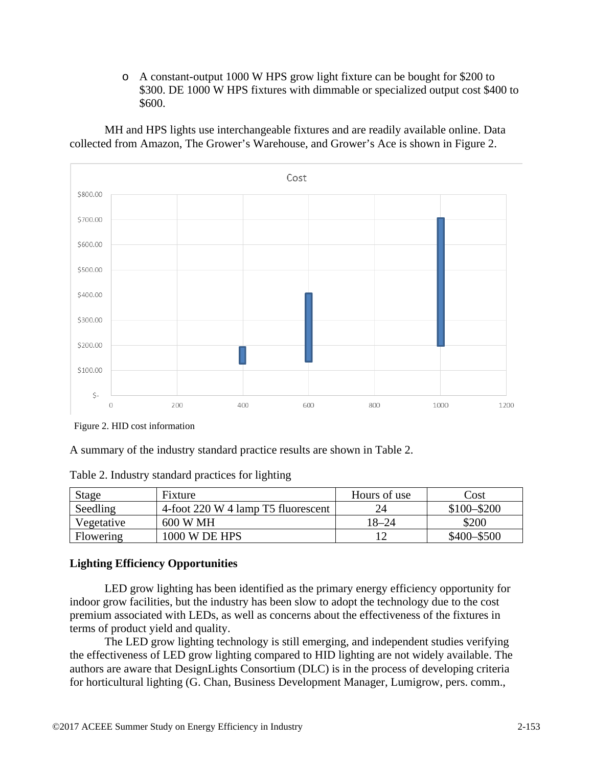- A constant-output 1000 W HPS grow light fixture can be bought for $200 to $300. DE 1000 W HPS fixtures with dimmable or specialized output cost $400 to $600.

MH and HPS lights use interchangeable fixtures and are readily available online. Data collected from Amazon, The Grower's Warehouse, and Grower's Ace is shown in Figure 2.

Figure 2. HID cost information

A summary of the industry standard practice results are shown in Table 2.

Table 2. Industry standard practices for lighting

| Stage | Fixture | Hours of use | Cost |
|---|---|---|---|
| Seedling | 4-foot 220 W 4 lamp T5 fluorescent | 24 | $100–$200 |
| Vegetative | 600 W MH | 18–24 | $200 |
| Flowering | 1000 W DE HPS | 12 | $400–$500 |

**Lighting Efficiency Opportunities**

LED grow lighting has been identified as the primary energy efficiency opportunity for indoor grow facilities, but the industry has been slow to adopt the technology due to the cost premium associated with LEDs, as well as concerns about the effectiveness of the fixtures in terms of product yield and quality.

The LED grow lighting technology is still emerging, and independent studies verifying the effectiveness of LED grow lighting compared to HID lighting are not widely available. The authors are aware that DesignLights Consortium (DLC) is in the process of developing criteria for horticultural lighting (G. Chan, Business Development Manager, Lumigrow, pers. comm.,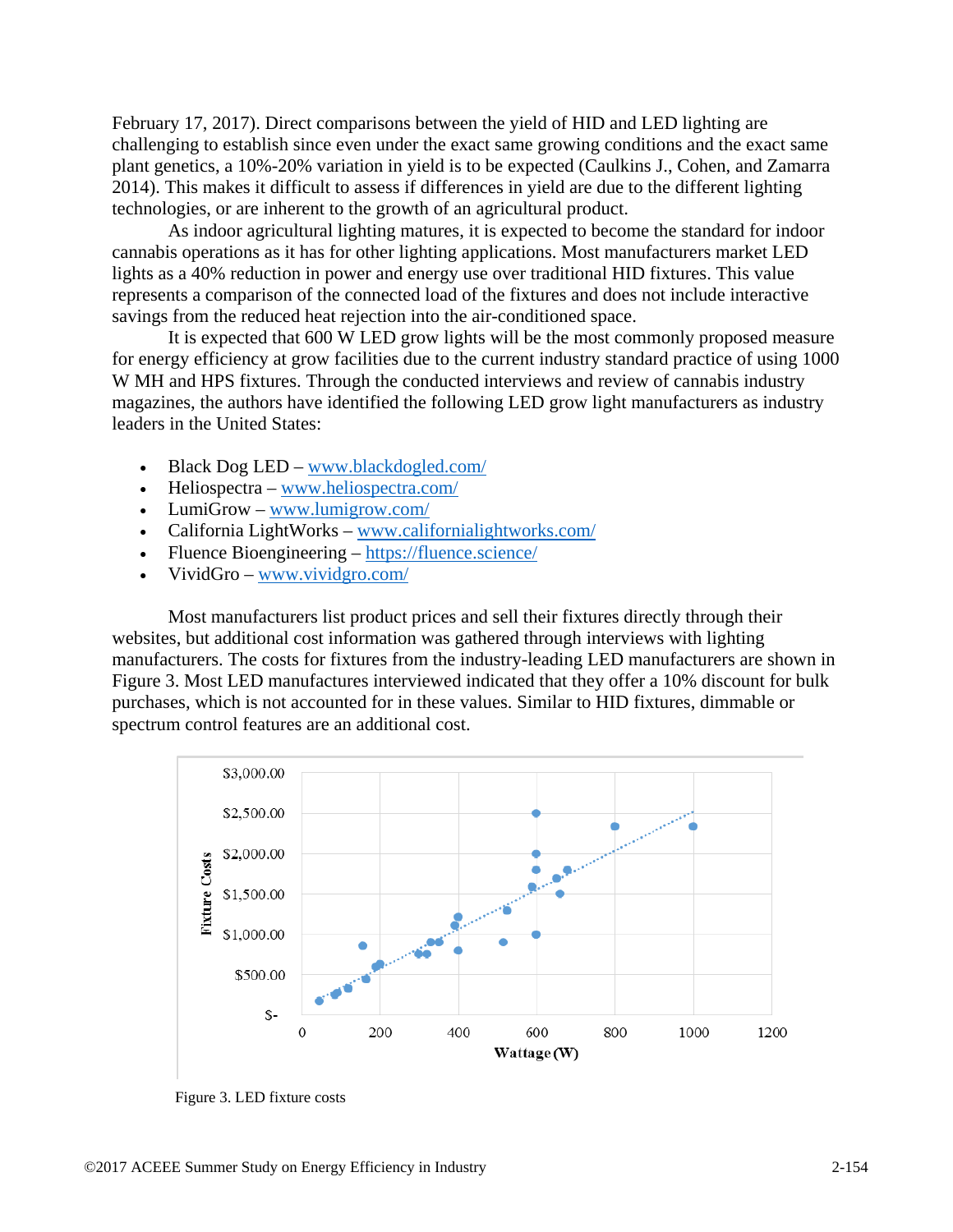February 17, 2017). Direct comparisons between the yield of HID and LED lighting are challenging to establish since even under the exact same growing conditions and the exact same plant genetics, a 10%-20% variation in yield is to be expected (Caulkins J., Cohen, and Zamarra 2014). This makes it difficult to assess if differences in yield are due to the different lighting technologies, or are inherent to the growth of an agricultural product.

As indoor agricultural lighting matures, it is expected to become the standard for indoor cannabis operations as it has for other lighting applications. Most manufacturers market LED lights as a 40% reduction in power and energy use over traditional HID fixtures. This value represents a comparison of the connected load of the fixtures and does not include interactive savings from the reduced heat rejection into the air-conditioned space.

It is expected that 600 W LED grow lights will be the most commonly proposed measure for energy efficiency at grow facilities due to the current industry standard practice of using 1000 W MH and HPS fixtures. Through the conducted interviews and review of cannabis industry magazines, the authors have identified the following LED grow light manufacturers as industry leaders in the United States:

- Black Dog LED – www.blackdogled.com/
- Heliospectra – www.heliospectra.com/
- LumiGrow – www.lumigrow.com/
- California LightWorks – www.californialightworks.com/
- Fluence Bioengineering – https://fluence.science/
- VividGro – www.vividgro.com/

Most manufacturers list product prices and sell their fixtures directly through their websites, but additional cost information was gathered through interviews with lighting manufacturers. The costs for fixtures from the industry-leading LED manufacturers are shown in Figure 3. Most LED manufactures interviewed indicated that they offer a 10% discount for bulk purchases, which is not accounted for in these values. Similar to HID fixtures, dimmable or spectrum control features are an additional cost.

Figure 3. LED fixture costs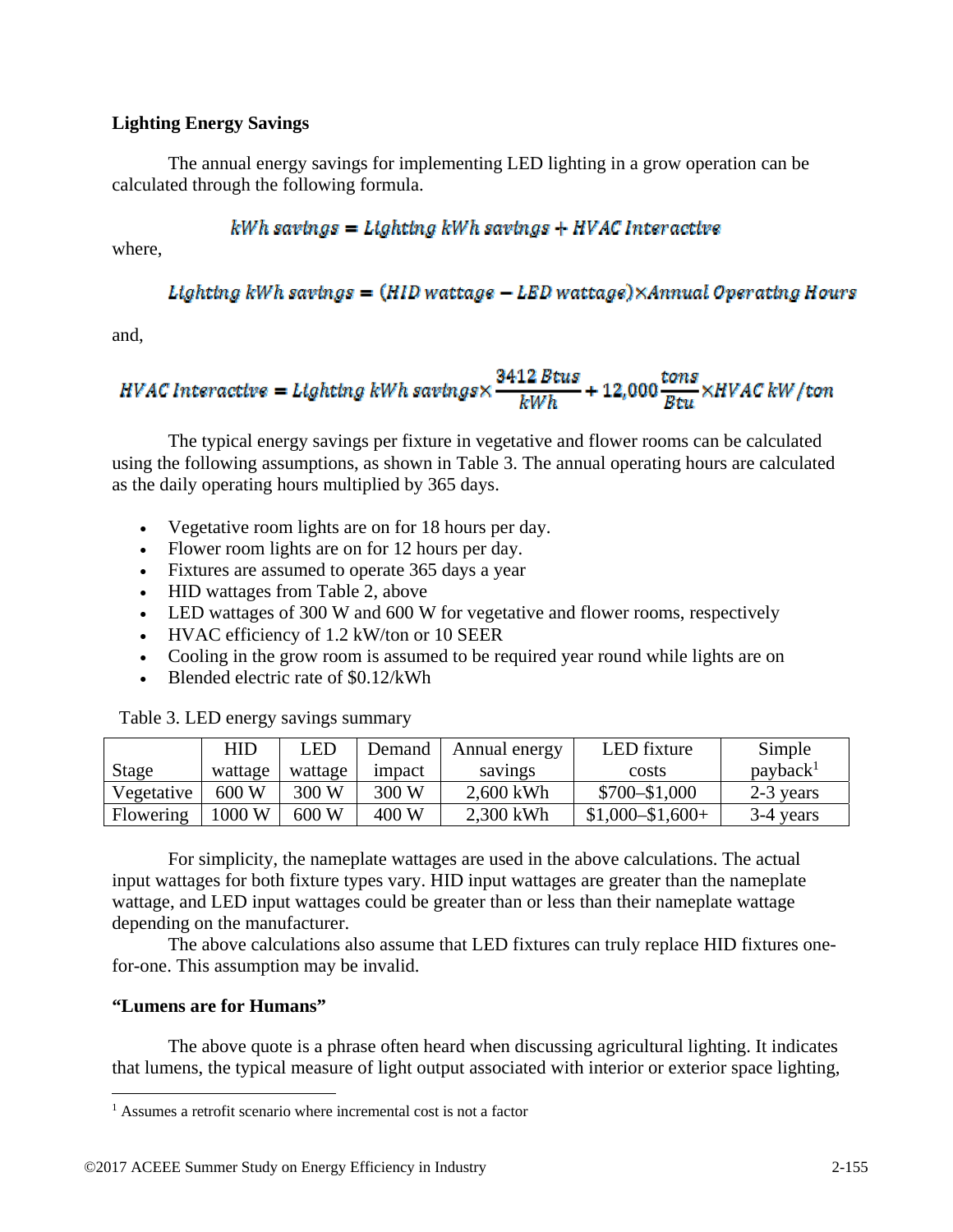**Lighting Energy Savings**

The annual energy savings for implementing LED lighting in a grow operation can be calculated through the following formula.

$$kWh\ savings = Lighting\ kWh\ savings + HVAC\ Interactive$$

where,

$$Lighting\ kWh\ savings = (HID\ wattage - LED\ wattage) \times Annual\ Operating\ Hours$$

and,

$$HVAC\ Interactive = Lighting\ kWh\ savings \times \frac{3412\ Btus}{kWh} + 12{,}000\frac{tons}{Btu} \times HVAC\ kW/ton$$

The typical energy savings per fixture in vegetative and flower rooms can be calculated using the following assumptions, as shown in Table 3. The annual operating hours are calculated as the daily operating hours multiplied by 365 days.

- Vegetative room lights are on for 18 hours per day.
- Flower room lights are on for 12 hours per day.
- Fixtures are assumed to operate 365 days a year
- HID wattages from Table 2, above
- LED wattages of 300 W and 600 W for vegetative and flower rooms, respectively
- HVAC efficiency of 1.2 kW/ton or 10 SEER
- Cooling in the grow room is assumed to be required year round while lights are on
- Blended electric rate of $0.12/kWh

Table 3. LED energy savings summary

| Stage | HID wattage | LED wattage | Demand impact | Annual energy savings | LED fixture costs | Simple payback[1] |
|---|---|---|---|---|---|---|
| Vegetative | 600 W | 300 W | 300 W | 2,600 kWh | $700–$1,000 | 2-3 years |
| Flowering | 1000 W | 600 W | 400 W | 2,300 kWh | $1,000–$1,600+ | 3-4 years |

For simplicity, the nameplate wattages are used in the above calculations. The actual input wattages for both fixture types vary. HID input wattages are greater than the nameplate wattage, and LED input wattages could be greater than or less than their nameplate wattage depending on the manufacturer.

The above calculations also assume that LED fixtures can truly replace HID fixtures one-for-one. This assumption may be invalid.

**"Lumens are for Humans"**

The above quote is a phrase often heard when discussing agricultural lighting. It indicates that lumens, the typical measure of light output associated with interior or exterior space lighting,

[1] Assumes a retrofit scenario where incremental cost is not a factor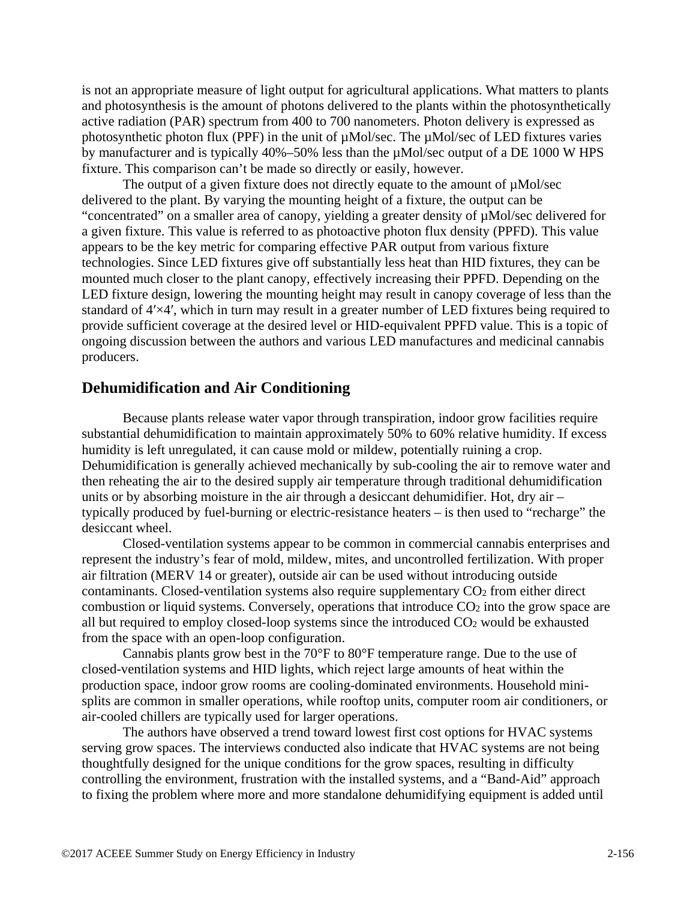is not an appropriate measure of light output for agricultural applications. What matters to plants and photosynthesis is the amount of photons delivered to the plants within the photosynthetically active radiation (PAR) spectrum from 400 to 700 nanometers. Photon delivery is expressed as photosynthetic photon flux (PPF) in the unit of µMol/sec. The µMol/sec of LED fixtures varies by manufacturer and is typically 40%–50% less than the µMol/sec output of a DE 1000 W HPS fixture. This comparison can't be made so directly or easily, however.

The output of a given fixture does not directly equate to the amount of µMol/sec delivered to the plant. By varying the mounting height of a fixture, the output can be "concentrated" on a smaller area of canopy, yielding a greater density of µMol/sec delivered for a given fixture. This value is referred to as photoactive photon flux density (PPFD). This value appears to be the key metric for comparing effective PAR output from various fixture technologies. Since LED fixtures give off substantially less heat than HID fixtures, they can be mounted much closer to the plant canopy, effectively increasing their PPFD. Depending on the LED fixture design, lowering the mounting height may result in canopy coverage of less than the standard of 4′×4′, which in turn may result in a greater number of LED fixtures being required to provide sufficient coverage at the desired level or HID-equivalent PPFD value. This is a topic of ongoing discussion between the authors and various LED manufactures and medicinal cannabis producers.

## Dehumidification and Air Conditioning

Because plants release water vapor through transpiration, indoor grow facilities require substantial dehumidification to maintain approximately 50% to 60% relative humidity. If excess humidity is left unregulated, it can cause mold or mildew, potentially ruining a crop. Dehumidification is generally achieved mechanically by sub-cooling the air to remove water and then reheating the air to the desired supply air temperature through traditional dehumidification units or by absorbing moisture in the air through a desiccant dehumidifier. Hot, dry air – typically produced by fuel-burning or electric-resistance heaters – is then used to "recharge" the desiccant wheel.

Closed-ventilation systems appear to be common in commercial cannabis enterprises and represent the industry's fear of mold, mildew, mites, and uncontrolled fertilization. With proper air filtration (MERV 14 or greater), outside air can be used without introducing outside contaminants. Closed-ventilation systems also require supplementary $CO_2$ from either direct combustion or liquid systems. Conversely, operations that introduce $CO_2$ into the grow space are all but required to employ closed-loop systems since the introduced $CO_2$ would be exhausted from the space with an open-loop configuration.

Cannabis plants grow best in the 70°F to 80°F temperature range. Due to the use of closed-ventilation systems and HID lights, which reject large amounts of heat within the production space, indoor grow rooms are cooling-dominated environments. Household mini-splits are common in smaller operations, while rooftop units, computer room air conditioners, or air-cooled chillers are typically used for larger operations.

The authors have observed a trend toward lowest first cost options for HVAC systems serving grow spaces. The interviews conducted also indicate that HVAC systems are not being thoughtfully designed for the unique conditions for the grow spaces, resulting in difficulty controlling the environment, frustration with the installed systems, and a "Band-Aid" approach to fixing the problem where more and more standalone dehumidifying equipment is added until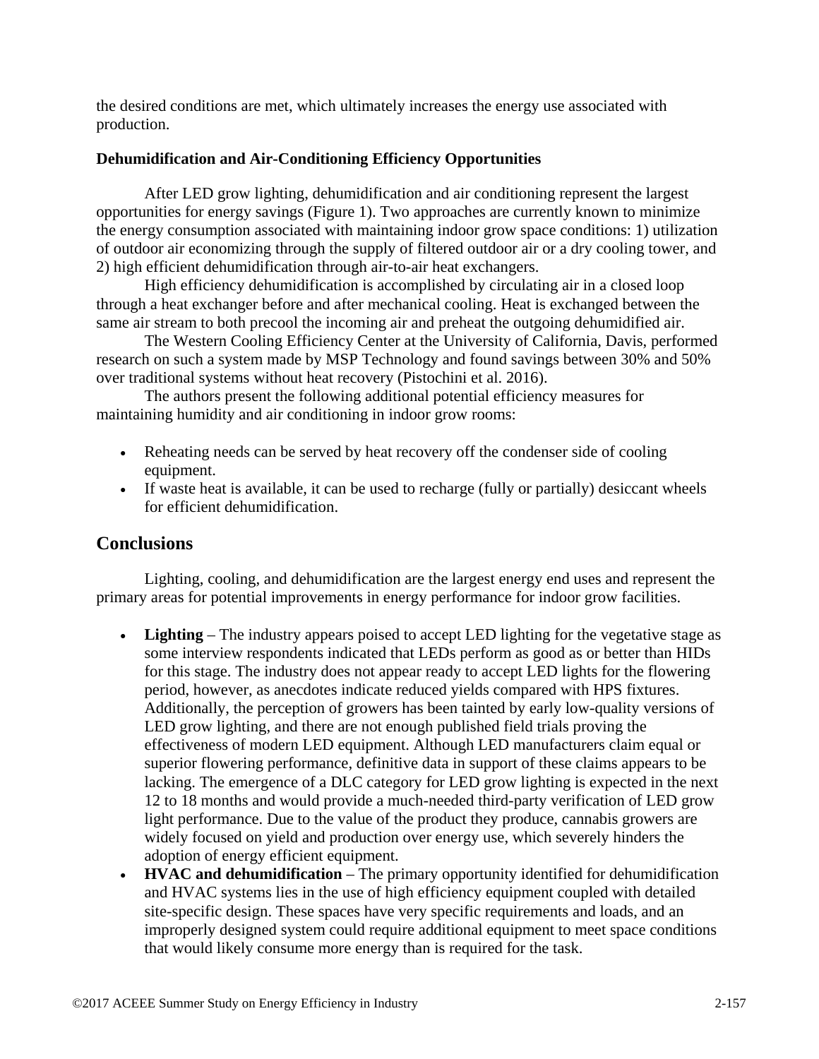the desired conditions are met, which ultimately increases the energy use associated with production.

### Dehumidification and Air-Conditioning Efficiency Opportunities

After LED grow lighting, dehumidification and air conditioning represent the largest opportunities for energy savings (Figure 1). Two approaches are currently known to minimize the energy consumption associated with maintaining indoor grow space conditions: 1) utilization of outdoor air economizing through the supply of filtered outdoor air or a dry cooling tower, and 2) high efficient dehumidification through air-to-air heat exchangers.

High efficiency dehumidification is accomplished by circulating air in a closed loop through a heat exchanger before and after mechanical cooling. Heat is exchanged between the same air stream to both precool the incoming air and preheat the outgoing dehumidified air.

The Western Cooling Efficiency Center at the University of California, Davis, performed research on such a system made by MSP Technology and found savings between 30% and 50% over traditional systems without heat recovery (Pistochini et al. 2016).

The authors present the following additional potential efficiency measures for maintaining humidity and air conditioning in indoor grow rooms:

- Reheating needs can be served by heat recovery off the condenser side of cooling equipment.
- If waste heat is available, it can be used to recharge (fully or partially) desiccant wheels for efficient dehumidification.

## Conclusions

Lighting, cooling, and dehumidification are the largest energy end uses and represent the primary areas for potential improvements in energy performance for indoor grow facilities.

- **Lighting** – The industry appears poised to accept LED lighting for the vegetative stage as some interview respondents indicated that LEDs perform as good as or better than HIDs for this stage. The industry does not appear ready to accept LED lights for the flowering period, however, as anecdotes indicate reduced yields compared with HPS fixtures. Additionally, the perception of growers has been tainted by early low-quality versions of LED grow lighting, and there are not enough published field trials proving the effectiveness of modern LED equipment. Although LED manufacturers claim equal or superior flowering performance, definitive data in support of these claims appears to be lacking. The emergence of a DLC category for LED grow lighting is expected in the next 12 to 18 months and would provide a much-needed third-party verification of LED grow light performance. Due to the value of the product they produce, cannabis growers are widely focused on yield and production over energy use, which severely hinders the adoption of energy efficient equipment.
- **HVAC and dehumidification** – The primary opportunity identified for dehumidification and HVAC systems lies in the use of high efficiency equipment coupled with detailed site-specific design. These spaces have very specific requirements and loads, and an improperly designed system could require additional equipment to meet space conditions that would likely consume more energy than is required for the task.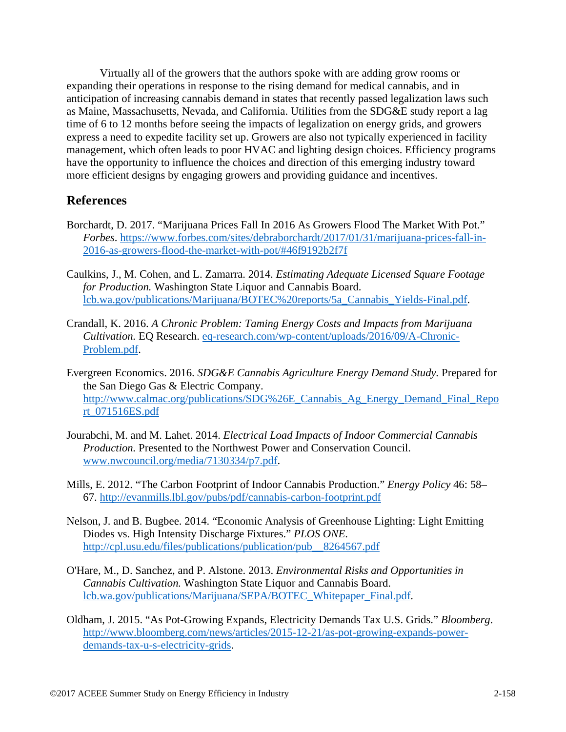Virtually all of the growers that the authors spoke with are adding grow rooms or expanding their operations in response to the rising demand for medical cannabis, and in anticipation of increasing cannabis demand in states that recently passed legalization laws such as Maine, Massachusetts, Nevada, and California. Utilities from the SDG&E study report a lag time of 6 to 12 months before seeing the impacts of legalization on energy grids, and growers express a need to expedite facility set up. Growers are also not typically experienced in facility management, which often leads to poor HVAC and lighting design choices. Efficiency programs have the opportunity to influence the choices and direction of this emerging industry toward more efficient designs by engaging growers and providing guidance and incentives.

## References

Borchardt, D. 2017. "Marijuana Prices Fall In 2016 As Growers Flood The Market With Pot." *Forbes*. https://www.forbes.com/sites/debraborchardt/2017/01/31/marijuana-prices-fall-in-2016-as-growers-flood-the-market-with-pot/#46f9192b2f7f

Caulkins, J., M. Cohen, and L. Zamarra. 2014. *Estimating Adequate Licensed Square Footage for Production.* Washington State Liquor and Cannabis Board. lcb.wa.gov/publications/Marijuana/BOTEC%20reports/5a_Cannabis_Yields-Final.pdf.

Crandall, K. 2016. *A Chronic Problem: Taming Energy Costs and Impacts from Marijuana Cultivation.* EQ Research. eq-research.com/wp-content/uploads/2016/09/A-Chronic-Problem.pdf.

Evergreen Economics. 2016. *SDG&E Cannabis Agriculture Energy Demand Study.* Prepared for the San Diego Gas & Electric Company. http://www.calmac.org/publications/SDG%26E_Cannabis_Ag_Energy_Demand_Final_Report_071516ES.pdf

Jourabchi, M. and M. Lahet. 2014. *Electrical Load Impacts of Indoor Commercial Cannabis Production.* Presented to the Northwest Power and Conservation Council. www.nwcouncil.org/media/7130334/p7.pdf.

Mills, E. 2012. "The Carbon Footprint of Indoor Cannabis Production." *Energy Policy* 46: 58–67. http://evanmills.lbl.gov/pubs/pdf/cannabis-carbon-footprint.pdf

Nelson, J. and B. Bugbee. 2014. "Economic Analysis of Greenhouse Lighting: Light Emitting Diodes vs. High Intensity Discharge Fixtures." *PLOS ONE*. http://cpl.usu.edu/files/publications/publication/pub__8264567.pdf

O'Hare, M., D. Sanchez, and P. Alstone. 2013. *Environmental Risks and Opportunities in Cannabis Cultivation.* Washington State Liquor and Cannabis Board. lcb.wa.gov/publications/Marijuana/SEPA/BOTEC_Whitepaper_Final.pdf.

Oldham, J. 2015. "As Pot-Growing Expands, Electricity Demands Tax U.S. Grids." *Bloomberg*. http://www.bloomberg.com/news/articles/2015-12-21/as-pot-growing-expands-power-demands-tax-u-s-electricity-grids.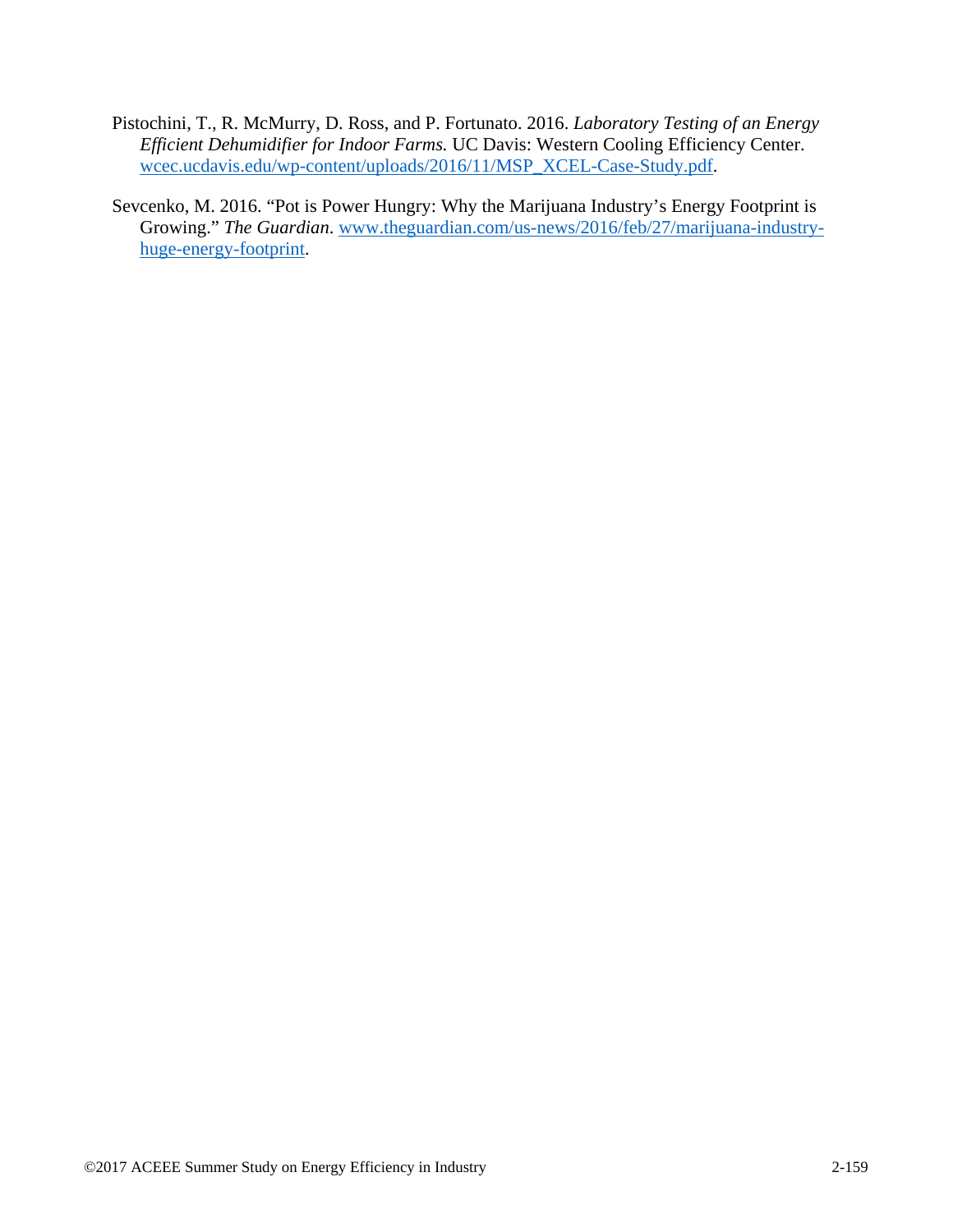Pistochini, T., R. McMurry, D. Ross, and P. Fortunato. 2016. *Laboratory Testing of an Energy Efficient Dehumidifier for Indoor Farms.* UC Davis: Western Cooling Efficiency Center. wcec.ucdavis.edu/wp-content/uploads/2016/11/MSP_XCEL-Case-Study.pdf.

Sevcenko, M. 2016. "Pot is Power Hungry: Why the Marijuana Industry's Energy Footprint is Growing." *The Guardian*. www.theguardian.com/us-news/2016/feb/27/marijuana-industry-huge-energy-footprint.